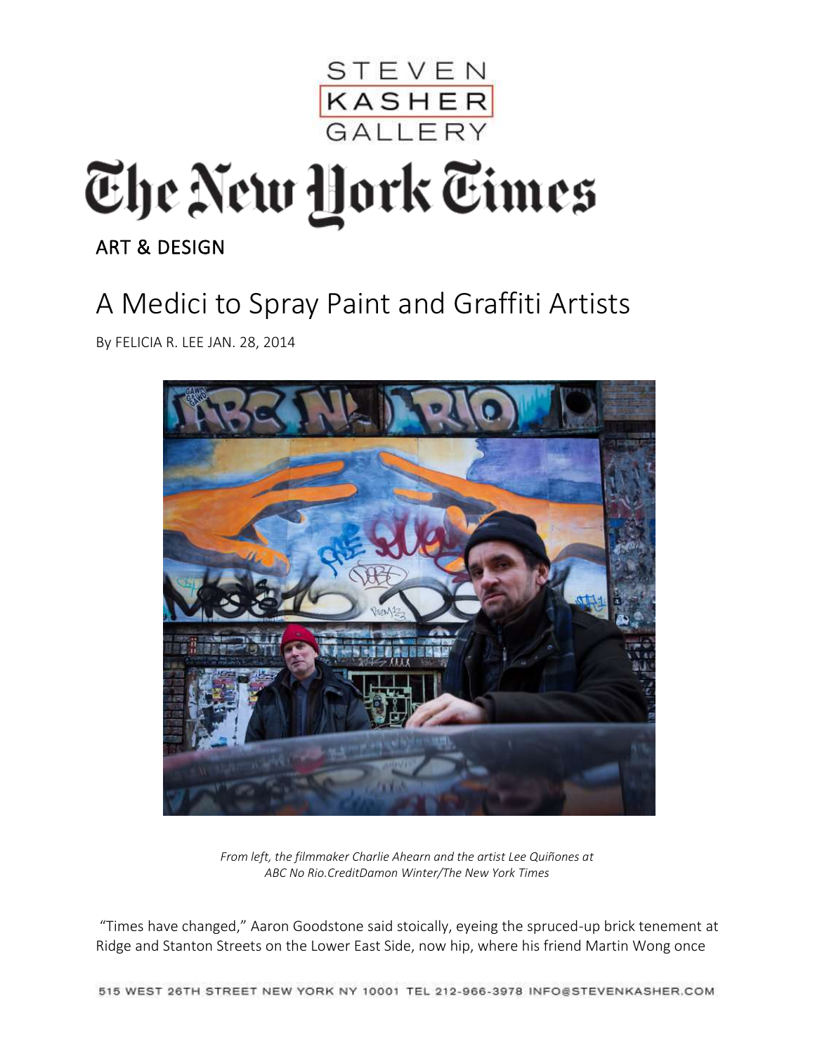# STEVEN KASHER GALLERY

# The New York Times

ART & DESIGN

## A Medici to Spray Paint and Graffiti Artists

By FELICIA R. LEE JAN. 28, 2014

*From left, the filmmaker Charlie Ahearn and the artist Lee Quiñones at ABC No Rio.CreditDamon Winter/The New York Times*

"Times have changed," Aaron Goodstone said stoically, eyeing the spruced-up brick tenement at Ridge and Stanton Streets on the Lower East Side, now hip, where his friend Martin Wong once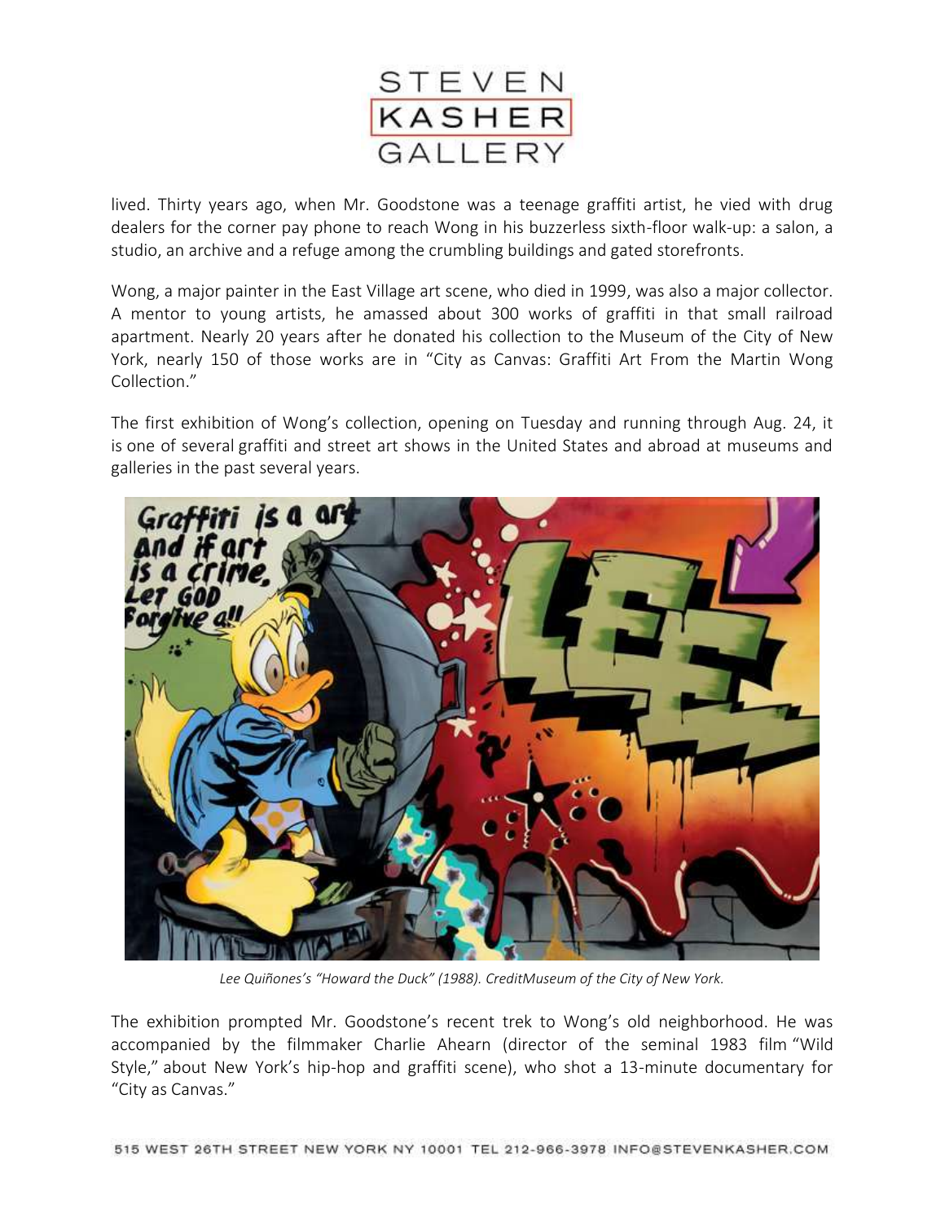lived. Thirty years ago, when Mr. Goodstone was a teenage graffiti artist, he vied with drug dealers for the corner pay phone to reach Wong in his buzzerless sixth-floor walk-up: a salon, a studio, an archive and a refuge among the crumbling buildings and gated storefronts.

Wong, a major painter in the East Village art scene, who died in 1999, was also a major collector. A mentor to young artists, he amassed about 300 works of graffiti in that small railroad apartment. Nearly 20 years after he donated his collection to the Museum of the City of New York, nearly 150 of those works are in "City as Canvas: Graffiti Art From the Martin Wong Collection."

The first exhibition of Wong's collection, opening on Tuesday and running through Aug. 24, it is one of several graffiti and street art shows in the United States and abroad at museums and galleries in the past several years.

*Lee Quiñones's "Howard the Duck" (1988). CreditMuseum of the City of New York.*

The exhibition prompted Mr. Goodstone's recent trek to Wong's old neighborhood. He was accompanied by the filmmaker Charlie Ahearn (director of the seminal 1983 film "Wild Style," about New York's hip-hop and graffiti scene), who shot a 13-minute documentary for "City as Canvas."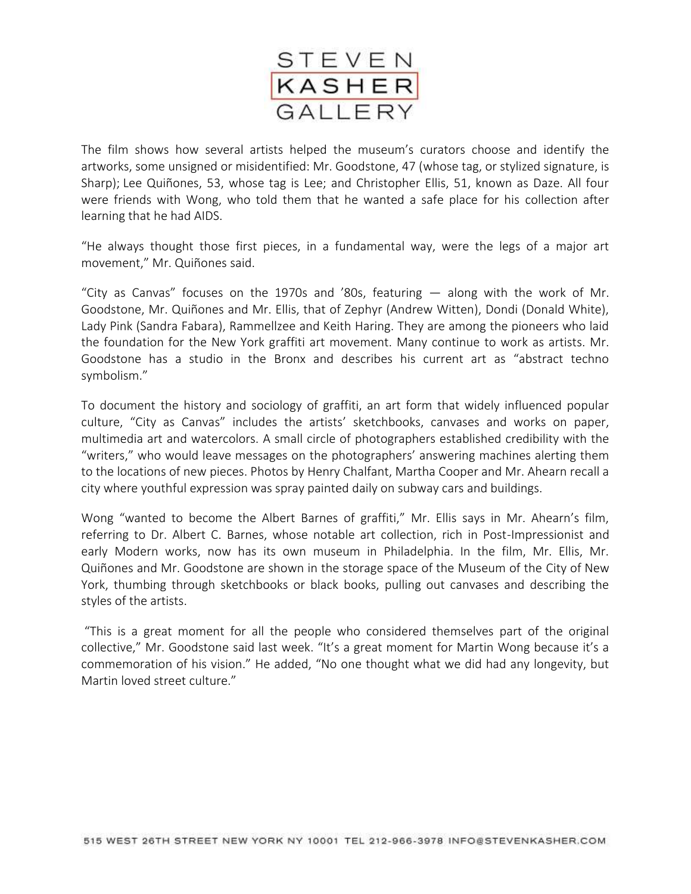The film shows how several artists helped the museum's curators choose and identify the artworks, some unsigned or misidentified: Mr. Goodstone, 47 (whose tag, or stylized signature, is Sharp); Lee Quiñones, 53, whose tag is Lee; and Christopher Ellis, 51, known as Daze. All four were friends with Wong, who told them that he wanted a safe place for his collection after learning that he had AIDS.

"He always thought those first pieces, in a fundamental way, were the legs of a major art movement," Mr. Quiñones said.

"City as Canvas" focuses on the 1970s and '80s, featuring — along with the work of Mr. Goodstone, Mr. Quiñones and Mr. Ellis, that of Zephyr (Andrew Witten), Dondi (Donald White), Lady Pink (Sandra Fabara), Rammellzee and Keith Haring. They are among the pioneers who laid the foundation for the New York graffiti art movement. Many continue to work as artists. Mr. Goodstone has a studio in the Bronx and describes his current art as "abstract techno symbolism."

To document the history and sociology of graffiti, an art form that widely influenced popular culture, "City as Canvas" includes the artists' sketchbooks, canvases and works on paper, multimedia art and watercolors. A small circle of photographers established credibility with the "writers," who would leave messages on the photographers' answering machines alerting them to the locations of new pieces. Photos by Henry Chalfant, Martha Cooper and Mr. Ahearn recall a city where youthful expression was spray painted daily on subway cars and buildings.

Wong "wanted to become the Albert Barnes of graffiti," Mr. Ellis says in Mr. Ahearn's film, referring to Dr. Albert C. Barnes, whose notable art collection, rich in Post-Impressionist and early Modern works, now has its own museum in Philadelphia. In the film, Mr. Ellis, Mr. Quiñones and Mr. Goodstone are shown in the storage space of the Museum of the City of New York, thumbing through sketchbooks or black books, pulling out canvases and describing the styles of the artists.

"This is a great moment for all the people who considered themselves part of the original collective," Mr. Goodstone said last week. "It's a great moment for Martin Wong because it's a commemoration of his vision." He added, "No one thought what we did had any longevity, but Martin loved street culture."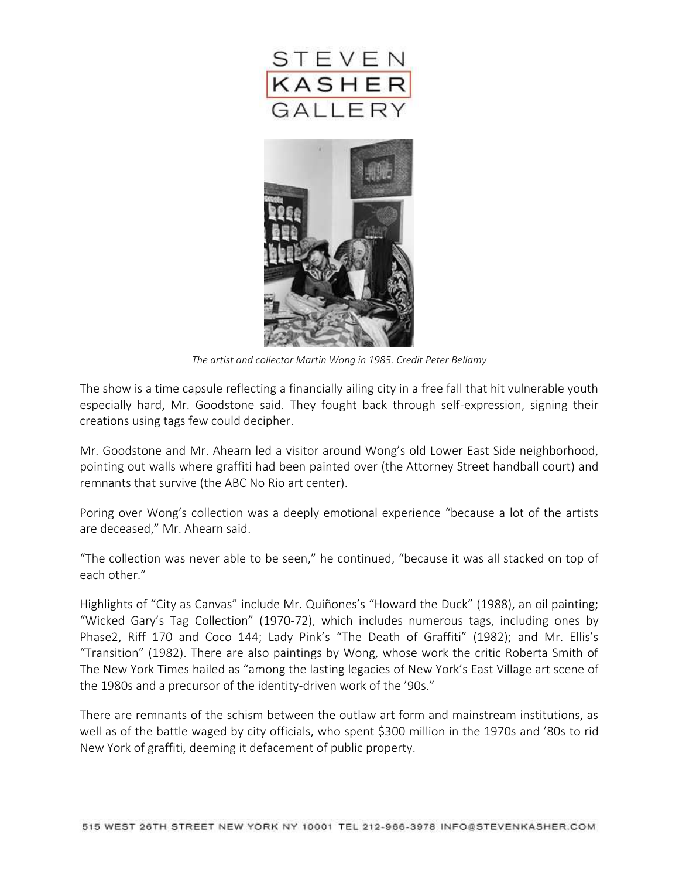*The artist and collector Martin Wong in 1985. Credit Peter Bellamy*

The show is a time capsule reflecting a financially ailing city in a free fall that hit vulnerable youth especially hard, Mr. Goodstone said. They fought back through self-expression, signing their creations using tags few could decipher.

Mr. Goodstone and Mr. Ahearn led a visitor around Wong's old Lower East Side neighborhood, pointing out walls where graffiti had been painted over (the Attorney Street handball court) and remnants that survive (the ABC No Rio art center).

Poring over Wong's collection was a deeply emotional experience "because a lot of the artists are deceased," Mr. Ahearn said.

"The collection was never able to be seen," he continued, "because it was all stacked on top of each other."

Highlights of "City as Canvas" include Mr. Quiñones's "Howard the Duck" (1988), an oil painting; "Wicked Gary's Tag Collection" (1970-72), which includes numerous tags, including ones by Phase2, Riff 170 and Coco 144; Lady Pink's "The Death of Graffiti" (1982); and Mr. Ellis's "Transition" (1982). There are also paintings by Wong, whose work the critic Roberta Smith of The New York Times hailed as "among the lasting legacies of New York's East Village art scene of the 1980s and a precursor of the identity-driven work of the '90s."

There are remnants of the schism between the outlaw art form and mainstream institutions, as well as of the battle waged by city officials, who spent $300 million in the 1970s and '80s to rid New York of graffiti, deeming it defacement of public property.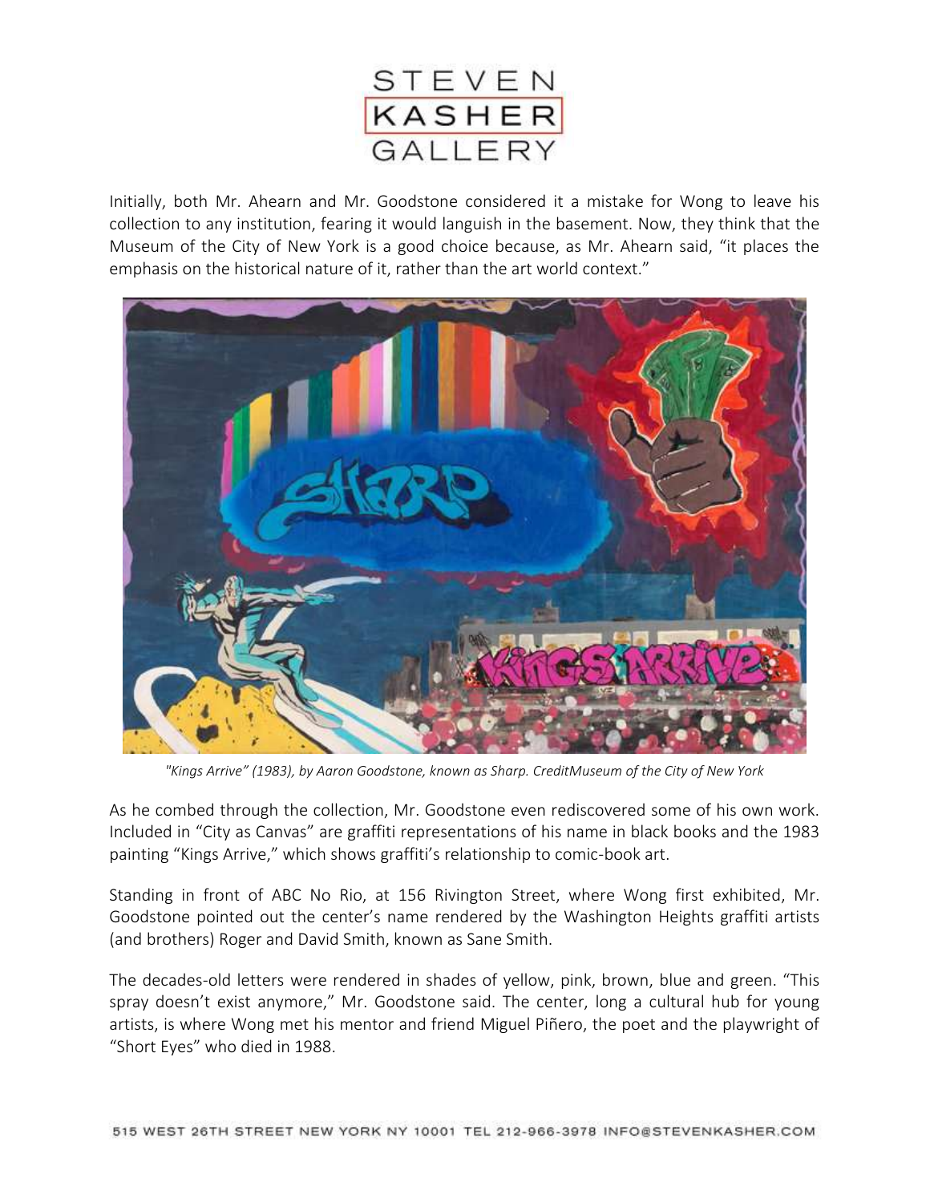Initially, both Mr. Ahearn and Mr. Goodstone considered it a mistake for Wong to leave his collection to any institution, fearing it would languish in the basement. Now, they think that the Museum of the City of New York is a good choice because, as Mr. Ahearn said, "it places the emphasis on the historical nature of it, rather than the art world context."

*"Kings Arrive" (1983), by Aaron Goodstone, known as Sharp. CreditMuseum of the City of New York*

As he combed through the collection, Mr. Goodstone even rediscovered some of his own work. Included in "City as Canvas" are graffiti representations of his name in black books and the 1983 painting "Kings Arrive," which shows graffiti's relationship to comic-book art.

Standing in front of ABC No Rio, at 156 Rivington Street, where Wong first exhibited, Mr. Goodstone pointed out the center's name rendered by the Washington Heights graffiti artists (and brothers) Roger and David Smith, known as Sane Smith.

The decades-old letters were rendered in shades of yellow, pink, brown, blue and green. "This spray doesn't exist anymore," Mr. Goodstone said. The center, long a cultural hub for young artists, is where Wong met his mentor and friend Miguel Piñero, the poet and the playwright of "Short Eyes" who died in 1988.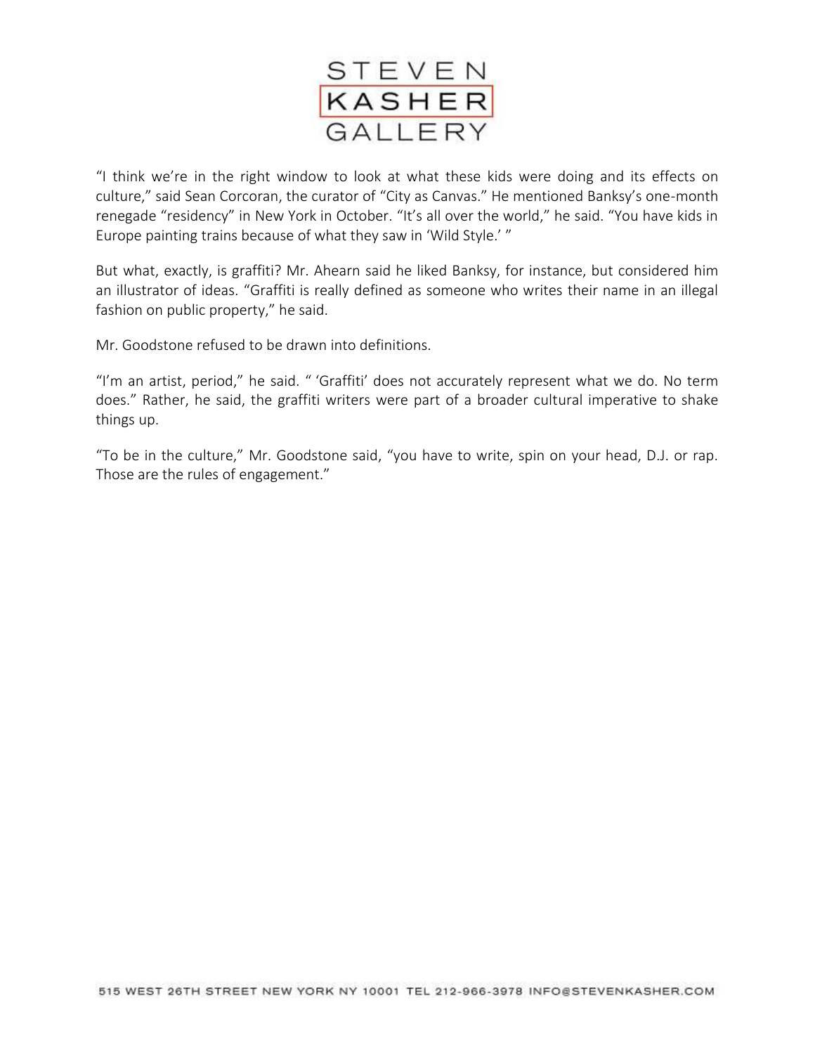"I think we're in the right window to look at what these kids were doing and its effects on culture," said Sean Corcoran, the curator of "City as Canvas." He mentioned Banksy's one-month renegade "residency" in New York in October. "It's all over the world," he said. "You have kids in Europe painting trains because of what they saw in 'Wild Style.' "

But what, exactly, is graffiti? Mr. Ahearn said he liked Banksy, for instance, but considered him an illustrator of ideas. "Graffiti is really defined as someone who writes their name in an illegal fashion on public property," he said.

Mr. Goodstone refused to be drawn into definitions.

"I'm an artist, period," he said. " 'Graffiti' does not accurately represent what we do. No term does." Rather, he said, the graffiti writers were part of a broader cultural imperative to shake things up.

"To be in the culture," Mr. Goodstone said, "you have to write, spin on your head, D.J. or rap. Those are the rules of engagement."